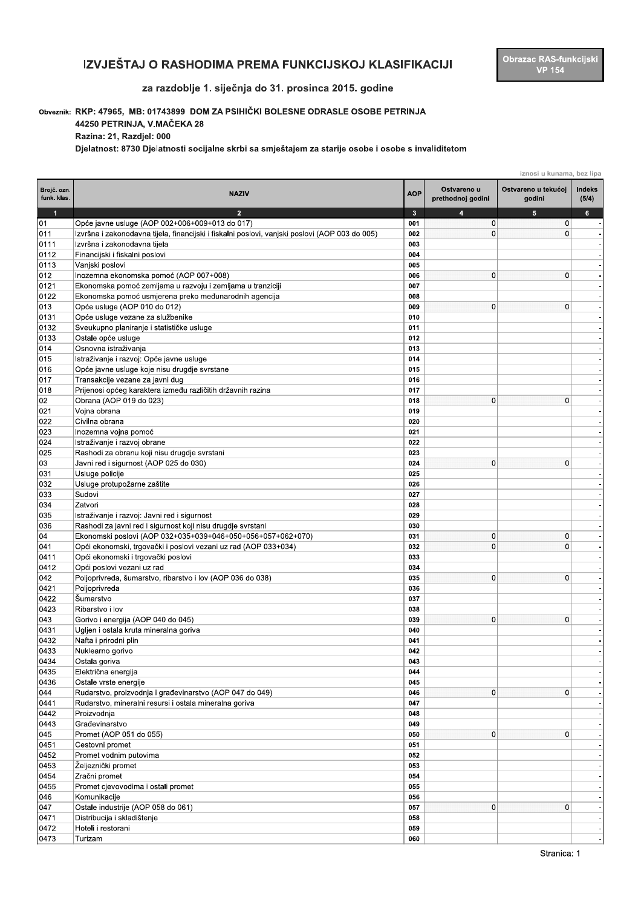# IZVJEŠTAJ O RASHODIMA PREMA FUNKCIJSKOJ KLASIFIKACIJI

**Obrazac RAS-funkcijski VP 154**

## za razdoblje 1. siječnja do 31. prosinca 2015. godine

Obveznik: **RKP: 47965, MB: 01743899 DOM ZA PSIHIČKI BOLESNE ODRASLE OSOBE PETRINJA**
**44250 PETRINJA, V.MAČEKA 28**
**Razina: 21, Razdjel: 000**
**Djelatnost: 8730 Djelatnosti socijalne skrbi sa smještajem za starije osobe i osobe s invaliditetom**

iznosi u kunama, bez lipa

| Brojč. ozn. funk. klas. | NAZIV | AOP | Ostvareno u prethodnoj godini | Ostvareno u tekućoj godini | Indeks (5/4) |
|---|---|---|---|---|---|
| 1 | 2 | 3 | 4 | 5 | 6 |
| 01 | Opće javne usluge (AOP 002+006+009+013 do 017) | 001 | 0 | 0 | - |
| 011 | Izvršna i zakonodavna tijela, financijski i fiskalni poslovi, vanjski poslovi (AOP 003 do 005) | 002 | 0 | 0 | - |
| 0111 | Izvršna i zakonodavna tijela | 003 | | | - |
| 0112 | Financijski i fiskalni poslovi | 004 | | | - |
| 0113 | Vanjski poslovi | 005 | | | - |
| 012 | Inozemna ekonomska pomoć (AOP 007+008) | 006 | 0 | 0 | - |
| 0121 | Ekonomska pomoć zemljama u razvoju i zemljama u tranziciji | 007 | | | - |
| 0122 | Ekonomska pomoć usmjerena preko međunarodnih agencija | 008 | | | - |
| 013 | Opće usluge (AOP 010 do 012) | 009 | 0 | 0 | - |
| 0131 | Opće usluge vezane za službenike | 010 | | | - |
| 0132 | Sveukupno planiranje i statističke usluge | 011 | | | - |
| 0133 | Ostale opće usluge | 012 | | | - |
| 014 | Osnovna istraživanja | 013 | | | - |
| 015 | Istraživanje i razvoj: Opće javne usluge | 014 | | | - |
| 016 | Opće javne usluge koje nisu drugdje svrstane | 015 | | | - |
| 017 | Transakcije vezane za javni dug | 016 | | | - |
| 018 | Prijenosi općeg karaktera između različitih državnih razina | 017 | | | - |
| 02 | Obrana (AOP 019 do 023) | 018 | 0 | 0 | - |
| 021 | Vojna obrana | 019 | | | - |
| 022 | Civilna obrana | 020 | | | - |
| 023 | Inozemna vojna pomoć | 021 | | | - |
| 024 | Istraživanje i razvoj obrane | 022 | | | - |
| 025 | Rashodi za obranu koji nisu drugdje svrstani | 023 | | | - |
| 03 | Javni red i sigurnost (AOP 025 do 030) | 024 | 0 | 0 | - |
| 031 | Usluge policije | 025 | | | - |
| 032 | Usluge protupožarne zaštite | 026 | | | - |
| 033 | Sudovi | 027 | | | - |
| 034 | Zatvori | 028 | | | - |
| 035 | Istraživanje i razvoj: Javni red i sigurnost | 029 | | | - |
| 036 | Rashodi za javni red i sigurnost koji nisu drugdje svrstani | 030 | | | - |
| 04 | Ekonomski poslovi (AOP 032+035+039+046+050+056+057+062+070) | 031 | 0 | 0 | - |
| 041 | Opći ekonomski, trgovački i poslovi vezani uz rad (AOP 033+034) | 032 | 0 | 0 | - |
| 0411 | Opći ekonomski i trgovački poslovi | 033 | | | - |
| 0412 | Opći poslovi vezani uz rad | 034 | | | - |
| 042 | Poljoprivreda, šumarstvo, ribarstvo i lov (AOP 036 do 038) | 035 | 0 | 0 | - |
| 0421 | Poljoprivreda | 036 | | | - |
| 0422 | Šumarstvo | 037 | | | - |
| 0423 | Ribarstvo i lov | 038 | | | - |
| 043 | Gorivo i energija (AOP 040 do 045) | 039 | 0 | 0 | - |
| 0431 | Ugljen i ostala kruta mineralna goriva | 040 | | | - |
| 0432 | Nafta i prirodni plin | 041 | | | - |
| 0433 | Nuklearno gorivo | 042 | | | - |
| 0434 | Ostala goriva | 043 | | | - |
| 0435 | Električna energija | 044 | | | - |
| 0436 | Ostale vrste energije | 045 | | | - |
| 044 | Rudarstvo, proizvodnja i građevinarstvo (AOP 047 do 049) | 046 | 0 | 0 | - |
| 0441 | Rudarstvo, mineralni resursi i ostala mineralna goriva | 047 | | | - |
| 0442 | Proizvodnja | 048 | | | - |
| 0443 | Građevinarstvo | 049 | | | - |
| 045 | Promet (AOP 051 do 055) | 050 | 0 | 0 | - |
| 0451 | Cestovni promet | 051 | | | - |
| 0452 | Promet vodnim putovima | 052 | | | - |
| 0453 | Željeznički promet | 053 | | | - |
| 0454 | Zračni promet | 054 | | | - |
| 0455 | Promet cjevovodima i ostali promet | 055 | | | - |
| 046 | Komunikacije | 056 | | | - |
| 047 | Ostale industrije (AOP 058 do 061) | 057 | 0 | 0 | - |
| 0471 | Distribucija i skladištenje | 058 | | | - |
| 0472 | Hoteli i restorani | 059 | | | - |
| 0473 | Turizam | 060 | | | - |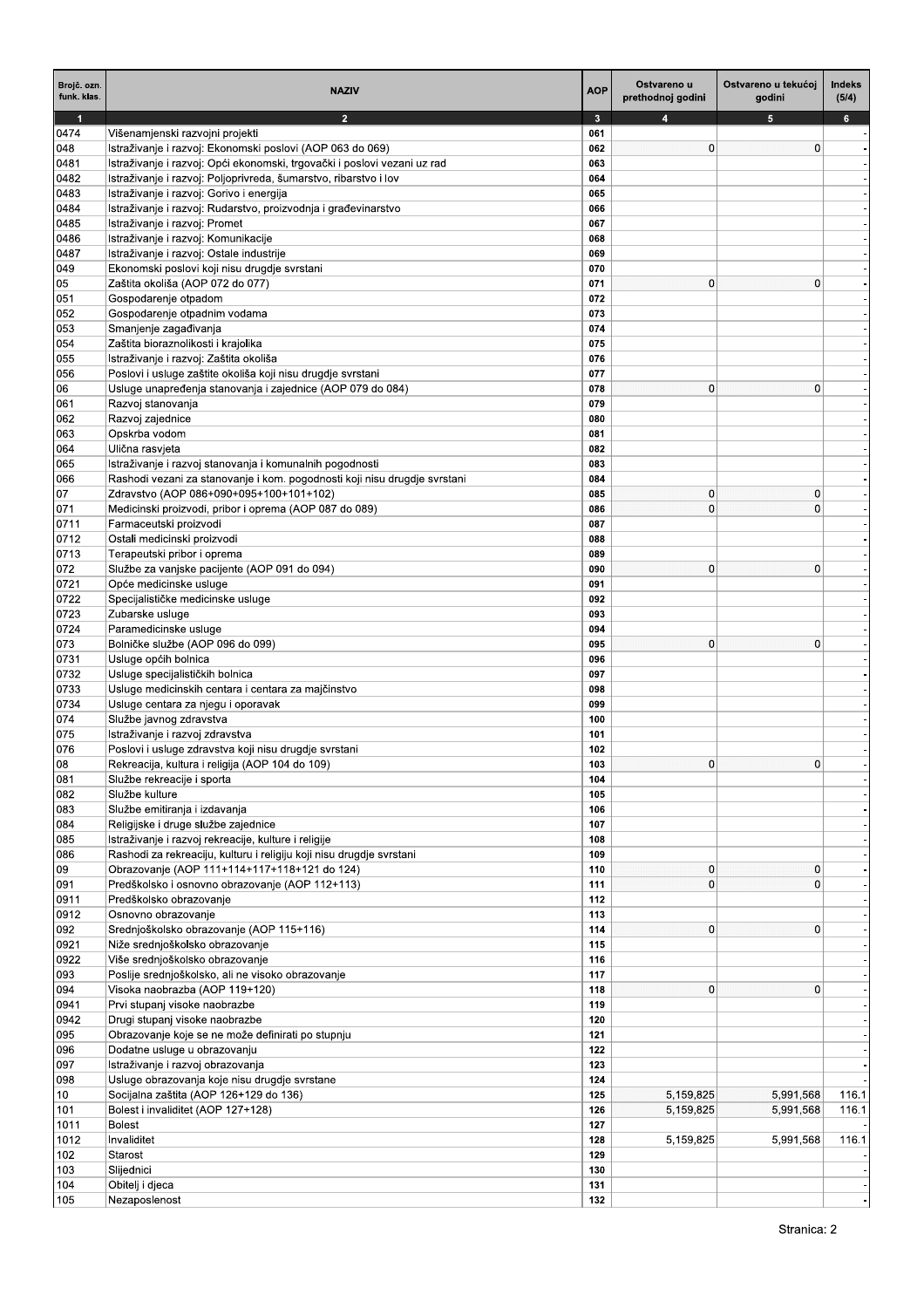| Brojč. ozn. funk. klas. | NAZIV | AOP | Ostvareno u prethodnoj godini | Ostvareno u tekućoj godini | Indeks (5/4) |
|---|---|---|---|---|---|
| 1 | 2 | 3 | 4 | 5 | 6 |
| 0474 | Višenamjenski razvojni projekti | 061 | | | - |
| 048 | Istraživanje i razvoj: Ekonomski poslovi (AOP 063 do 069) | 062 | 0 | 0 | - |
| 0481 | Istraživanje i razvoj: Opći ekonomski, trgovački i poslovi vezani uz rad | 063 | | | - |
| 0482 | Istraživanje i razvoj: Poljoprivreda, šumarstvo, ribarstvo i lov | 064 | | | - |
| 0483 | Istraživanje i razvoj: Gorivo i energija | 065 | | | - |
| 0484 | Istraživanje i razvoj: Rudarstvo, proizvodnja i građevinarstvo | 066 | | | - |
| 0485 | Istraživanje i razvoj: Promet | 067 | | | - |
| 0486 | Istraživanje i razvoj: Komunikacije | 068 | | | - |
| 0487 | Istraživanje i razvoj: Ostale industrije | 069 | | | - |
| 049 | Ekonomski poslovi koji nisu drugdje svrstani | 070 | | | - |
| 05 | Zaštita okoliša (AOP 072 do 077) | 071 | 0 | 0 | - |
| 051 | Gospodarenje otpadom | 072 | | | - |
| 052 | Gospodarenje otpadnim vodama | 073 | | | - |
| 053 | Smanjenje zagađivanja | 074 | | | - |
| 054 | Zaštita bioraznolikosti i krajolika | 075 | | | - |
| 055 | Istraživanje i razvoj: Zaštita okoliša | 076 | | | - |
| 056 | Poslovi i usluge zaštite okoliša koji nisu drugdje svrstani | 077 | | | - |
| 06 | Usluge unapređenja stanovanja i zajednice (AOP 079 do 084) | 078 | 0 | 0 | - |
| 061 | Razvoj stanovanja | 079 | | | - |
| 062 | Razvoj zajednice | 080 | | | - |
| 063 | Opskrba vodom | 081 | | | - |
| 064 | Ulična rasvjeta | 082 | | | - |
| 065 | Istraživanje i razvoj stanovanja i komunalnih pogodnosti | 083 | | | - |
| 066 | Rashodi vezani za stanovanje i kom. pogodnosti koji nisu drugdje svrstani | 084 | | | - |
| 07 | Zdravstvo (AOP 086+090+095+100+101+102) | 085 | 0 | 0 | - |
| 071 | Medicinski proizvodi, pribor i oprema (AOP 087 do 089) | 086 | 0 | 0 | - |
| 0711 | Farmaceutski proizvodi | 087 | | | - |
| 0712 | Ostali medicinski proizvodi | 088 | | | - |
| 0713 | Terapeutski pribor i oprema | 089 | | | - |
| 072 | Službe za vanjske pacijente (AOP 091 do 094) | 090 | 0 | 0 | - |
| 0721 | Opće medicinske usluge | 091 | | | - |
| 0722 | Specijalističke medicinske usluge | 092 | | | - |
| 0723 | Zubarske usluge | 093 | | | - |
| 0724 | Paramedicinske usluge | 094 | | | - |
| 073 | Bolničke službe (AOP 096 do 099) | 095 | 0 | 0 | - |
| 0731 | Usluge općih bolnica | 096 | | | - |
| 0732 | Usluge specijalističkih bolnica | 097 | | | - |
| 0733 | Usluge medicinskih centara i centara za majčinstvo | 098 | | | - |
| 0734 | Usluge centara za njegu i oporavak | 099 | | | - |
| 074 | Službe javnog zdravstva | 100 | | | - |
| 075 | Istraživanje i razvoj zdravstva | 101 | | | - |
| 076 | Poslovi i usluge zdravstva koji nisu drugdje svrstani | 102 | | | - |
| 08 | Rekreacija, kultura i religija (AOP 104 do 109) | 103 | 0 | 0 | - |
| 081 | Službe rekreacije i sporta | 104 | | | - |
| 082 | Službe kulture | 105 | | | - |
| 083 | Službe emitiranja i izdavanja | 106 | | | - |
| 084 | Religijske i druge službe zajednice | 107 | | | - |
| 085 | Istraživanje i razvoj rekreacije, kulture i religije | 108 | | | - |
| 086 | Rashodi za rekreaciju, kulturu i religiju koji nisu drugdje svrstani | 109 | | | - |
| 09 | Obrazovanje (AOP 111+114+117+118+121 do 124) | 110 | 0 | 0 | - |
| 091 | Predškolsko i osnovno obrazovanje (AOP 112+113) | 111 | 0 | 0 | - |
| 0911 | Predškolsko obrazovanje | 112 | | | - |
| 0912 | Osnovno obrazovanje | 113 | | | - |
| 092 | Srednjoškolsko obrazovanje (AOP 115+116) | 114 | 0 | 0 | - |
| 0921 | Niže srednjoškolsko obrazovanje | 115 | | | - |
| 0922 | Više srednjoškolsko obrazovanje | 116 | | | - |
| 093 | Poslije srednjoškolsko, ali ne visoko obrazovanje | 117 | | | - |
| 094 | Visoka naobrazba (AOP 119+120) | 118 | 0 | 0 | - |
| 0941 | Prvi stupanj visoke naobrazbe | 119 | | | - |
| 0942 | Drugi stupanj visoke naobrazbe | 120 | | | - |
| 095 | Obrazovanje koje se ne može definirati po stupnju | 121 | | | - |
| 096 | Dodatne usluge u obrazovanju | 122 | | | - |
| 097 | Istraživanje i razvoj obrazovanja | 123 | | | - |
| 098 | Usluge obrazovanja koje nisu drugdje svrstane | 124 | | | - |
| 10 | Socijalna zaštita (AOP 126+129 do 136) | 125 | 5,159,825 | 5,991,568 | 116.1 |
| 101 | Bolest i invaliditet (AOP 127+128) | 126 | 5,159,825 | 5,991,568 | 116.1 |
| 1011 | Bolest | 127 | | | - |
| 1012 | Invaliditet | 128 | 5,159,825 | 5,991,568 | 116.1 |
| 102 | Starost | 129 | | | - |
| 103 | Slijednici | 130 | | | - |
| 104 | Obitelj i djeca | 131 | | | - |
| 105 | Nezaposlenost | 132 | | | - |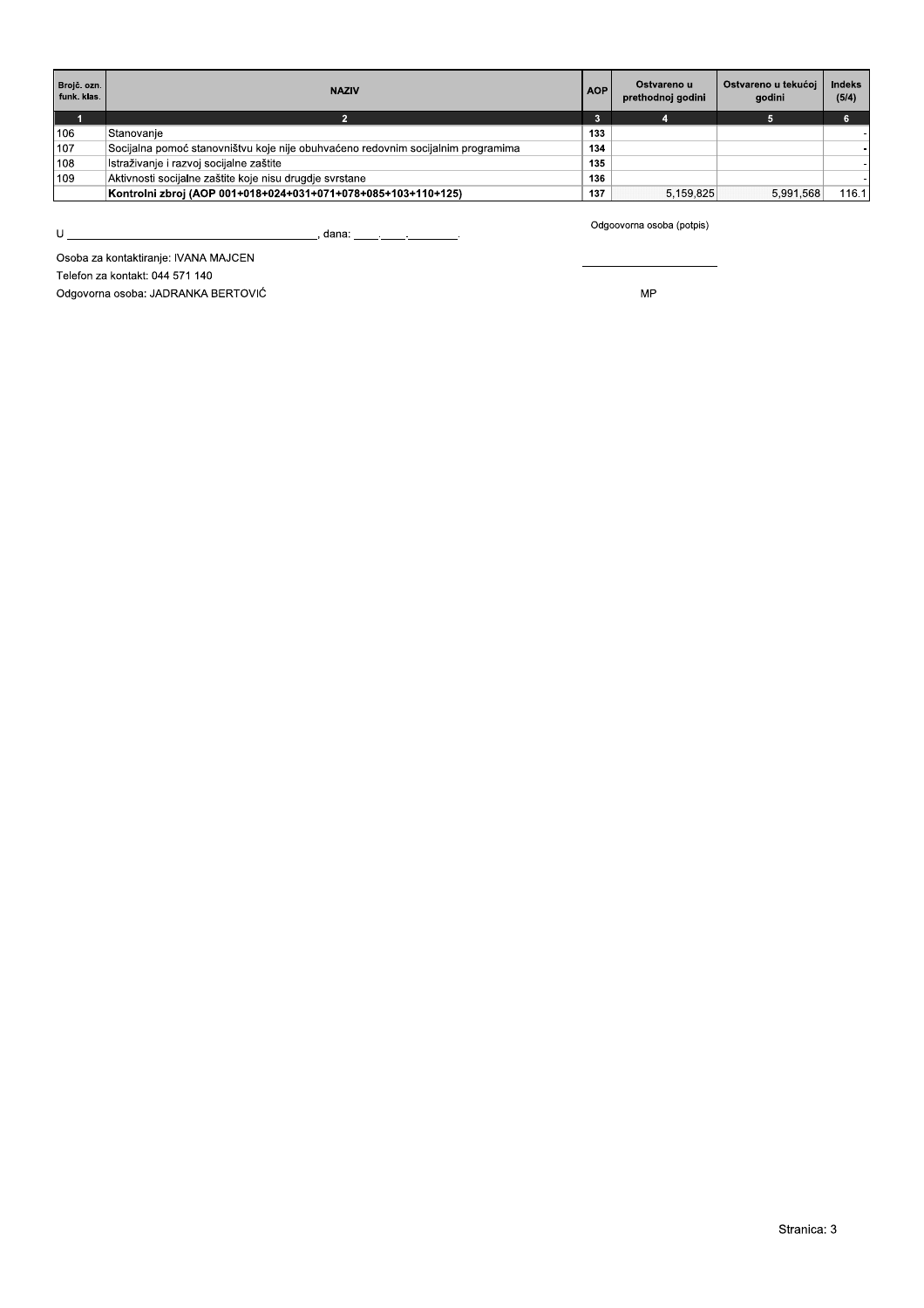| Brojč. ozn. funk. klas. | NAZIV | AOP | Ostvareno u prethodnoj godini | Ostvareno u tekućoj godini | Indeks (5/4) |
|---|---|---|---|---|---|
| 1 | 2 | 3 | 4 | 5 | 6 |
| 106 | Stanovanje | 133 | | | - |
| 107 | Socijalna pomoć stanovništvu koje nije obuhvaćeno redovnim socijalnim programima | 134 | | | - |
| 108 | Istraživanje i razvoj socijalne zaštite | 135 | | | - |
| 109 | Aktivnosti socijalne zaštite koje nisu drugdje svrstane | 136 | | | - |
| | **Kontrolni zbroj (AOP 001+018+024+031+071+078+085+103+110+125)** | 137 | 5,159,825 | 5,991,568 | 116.1 |

U ______________________________, dana: ____.____.________.

Odgoovorna osoba (potpis)

______________________

Osoba za kontaktiranje: IVANA MAJCEN

Telefon za kontakt: 044 571 140

Odgovorna osoba: JADRANKA BERTOVIĆ

MP